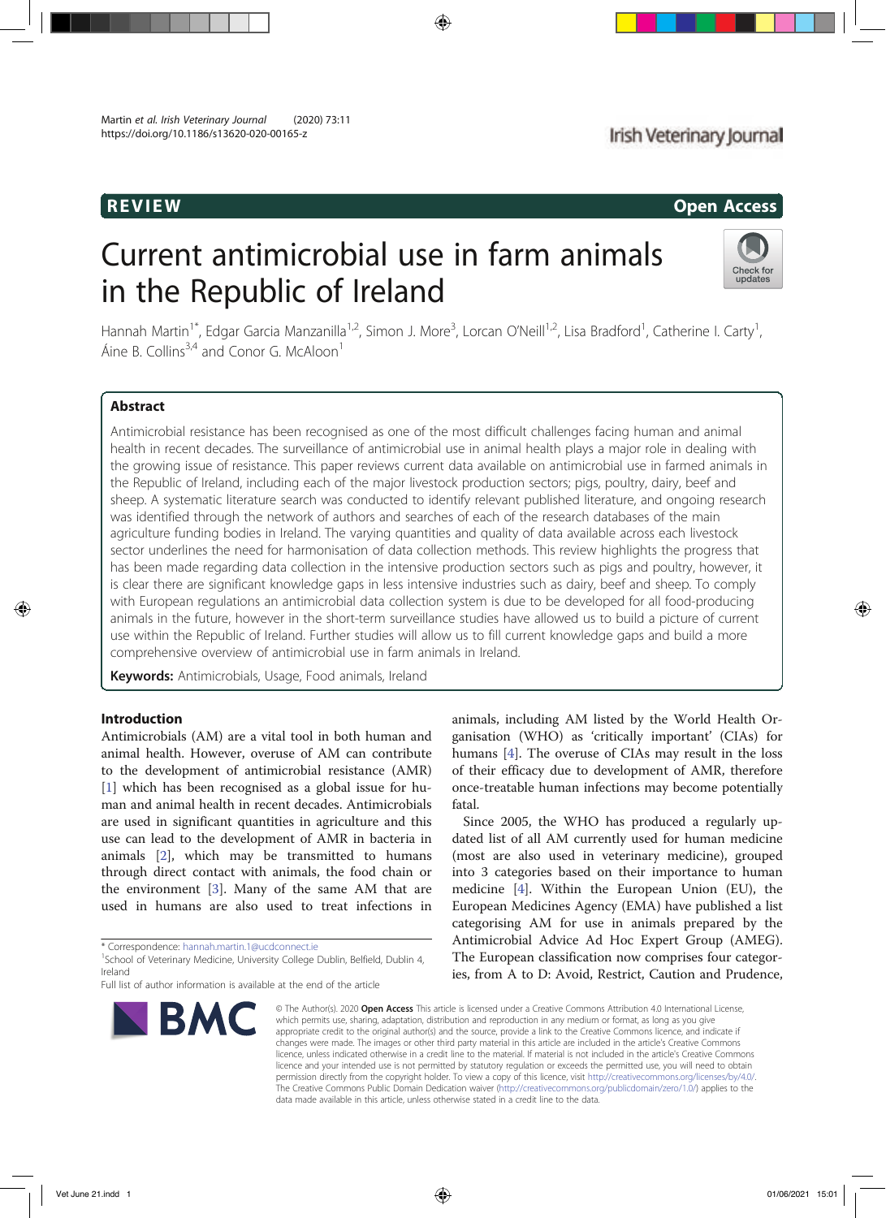REVIEW

Open Access

# Current antimicrobial use in farm animals in the Republic of Ireland

Hannah Martin[1*], Edgar Garcia Manzanilla[1,2], Simon J. More[3], Lorcan O'Neill[1,2], Lisa Bradford[1], Catherine I. Carty[1], Áine B. Collins[3,4] and Conor G. McAloon[1]

## Abstract

Antimicrobial resistance has been recognised as one of the most difficult challenges facing human and animal health in recent decades. The surveillance of antimicrobial use in animal health plays a major role in dealing with the growing issue of resistance. This paper reviews current data available on antimicrobial use in farmed animals in the Republic of Ireland, including each of the major livestock production sectors; pigs, poultry, dairy, beef and sheep. A systematic literature search was conducted to identify relevant published literature, and ongoing research was identified through the network of authors and searches of each of the research databases of the main agriculture funding bodies in Ireland. The varying quantities and quality of data available across each livestock sector underlines the need for harmonisation of data collection methods. This review highlights the progress that has been made regarding data collection in the intensive production sectors such as pigs and poultry, however, it is clear there are significant knowledge gaps in less intensive industries such as dairy, beef and sheep. To comply with European regulations an antimicrobial data collection system is due to be developed for all food-producing animals in the future, however in the short-term surveillance studies have allowed us to build a picture of current use within the Republic of Ireland. Further studies will allow us to fill current knowledge gaps and build a more comprehensive overview of antimicrobial use in farm animals in Ireland.

**Keywords:** Antimicrobials, Usage, Food animals, Ireland

## Introduction

Antimicrobials (AM) are a vital tool in both human and animal health. However, overuse of AM can contribute to the development of antimicrobial resistance (AMR) [1] which has been recognised as a global issue for human and animal health in recent decades. Antimicrobials are used in significant quantities in agriculture and this use can lead to the development of AMR in bacteria in animals [2], which may be transmitted to humans through direct contact with animals, the food chain or the environment [3]. Many of the same AM that are used in humans are also used to treat infections in animals, including AM listed by the World Health Organisation (WHO) as 'critically important' (CIAs) for humans [4]. The overuse of CIAs may result in the loss of their efficacy due to development of AMR, therefore once-treatable human infections may become potentially fatal.

Since 2005, the WHO has produced a regularly updated list of all AM currently used for human medicine (most are also used in veterinary medicine), grouped into 3 categories based on their importance to human medicine [4]. Within the European Union (EU), the European Medicines Agency (EMA) have published a list categorising AM for use in animals prepared by the Antimicrobial Advice Ad Hoc Expert Group (AMEG). The European classification now comprises four categories, from A to D: Avoid, Restrict, Caution and Prudence,

\* Correspondence: hannah.martin.1@ucdconnect.ie
[1]School of Veterinary Medicine, University College Dublin, Belfield, Dublin 4, Ireland
Full list of author information is available at the end of the article

© The Author(s). 2020 **Open Access** This article is licensed under a Creative Commons Attribution 4.0 International License, which permits use, sharing, adaptation, distribution and reproduction in any medium or format, as long as you give appropriate credit to the original author(s) and the source, provide a link to the Creative Commons licence, and indicate if changes were made. The images or other third party material in this article are included in the article's Creative Commons licence, unless indicated otherwise in a credit line to the material. If material is not included in the article's Creative Commons licence and your intended use is not permitted by statutory regulation or exceeds the permitted use, you will need to obtain permission directly from the copyright holder. To view a copy of this licence, visit http://creativecommons.org/licenses/by/4.0/. The Creative Commons Public Domain Dedication waiver (http://creativecommons.org/publicdomain/zero/1.0/) applies to the data made available in this article, unless otherwise stated in a credit line to the data.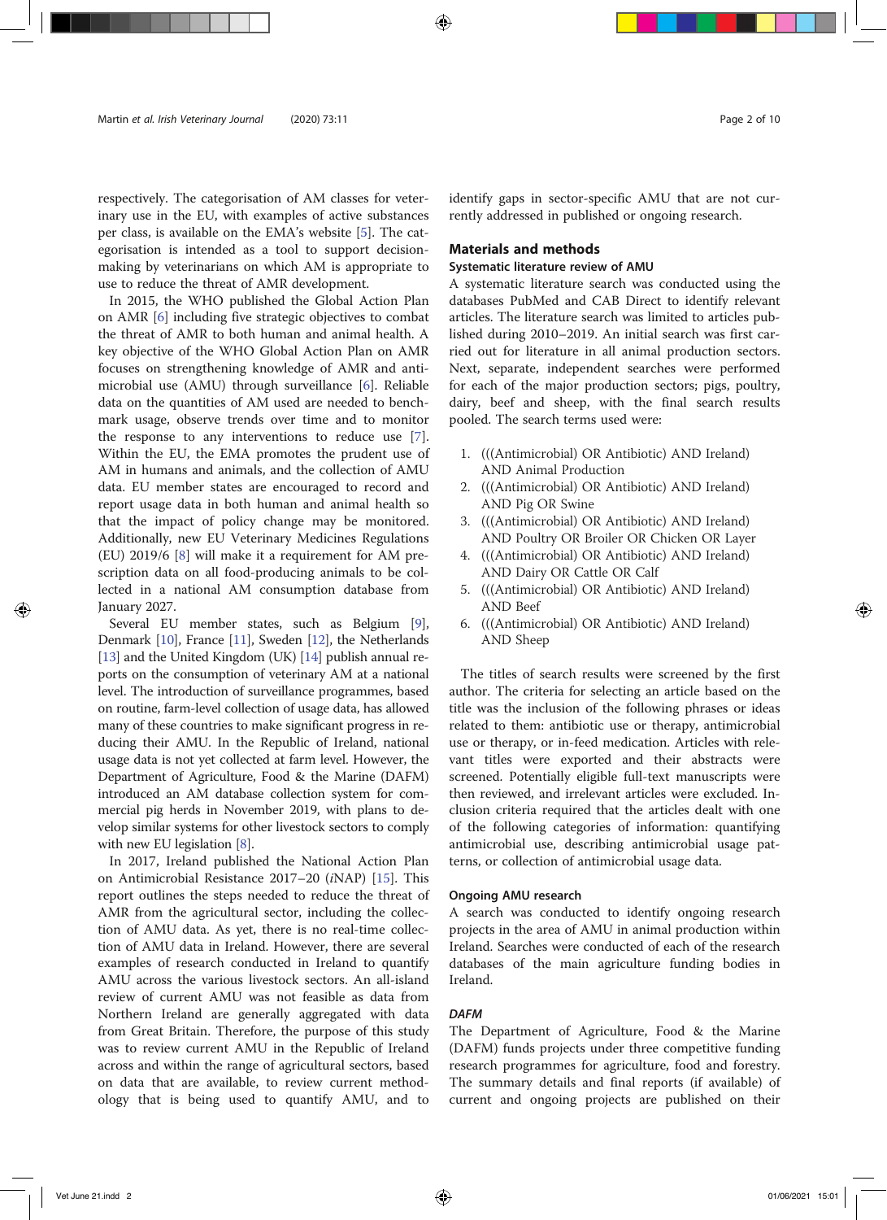respectively. The categorisation of AM classes for veterinary use in the EU, with examples of active substances per class, is available on the EMA's website [5]. The categorisation is intended as a tool to support decision-making by veterinarians on which AM is appropriate to use to reduce the threat of AMR development.

In 2015, the WHO published the Global Action Plan on AMR [6] including five strategic objectives to combat the threat of AMR to both human and animal health. A key objective of the WHO Global Action Plan on AMR focuses on strengthening knowledge of AMR and antimicrobial use (AMU) through surveillance [6]. Reliable data on the quantities of AM used are needed to benchmark usage, observe trends over time and to monitor the response to any interventions to reduce use [7]. Within the EU, the EMA promotes the prudent use of AM in humans and animals, and the collection of AMU data. EU member states are encouraged to record and report usage data in both human and animal health so that the impact of policy change may be monitored. Additionally, new EU Veterinary Medicines Regulations (EU) 2019/6 [8] will make it a requirement for AM prescription data on all food-producing animals to be collected in a national AM consumption database from January 2027.

Several EU member states, such as Belgium [9], Denmark [10], France [11], Sweden [12], the Netherlands [13] and the United Kingdom (UK) [14] publish annual reports on the consumption of veterinary AM at a national level. The introduction of surveillance programmes, based on routine, farm-level collection of usage data, has allowed many of these countries to make significant progress in reducing their AMU. In the Republic of Ireland, national usage data is not yet collected at farm level. However, the Department of Agriculture, Food & the Marine (DAFM) introduced an AM database collection system for commercial pig herds in November 2019, with plans to develop similar systems for other livestock sectors to comply with new EU legislation [8].

In 2017, Ireland published the National Action Plan on Antimicrobial Resistance 2017–20 (*i*NAP) [15]. This report outlines the steps needed to reduce the threat of AMR from the agricultural sector, including the collection of AMU data. As yet, there is no real-time collection of AMU data in Ireland. However, there are several examples of research conducted in Ireland to quantify AMU across the various livestock sectors. An all-island review of current AMU was not feasible as data from Northern Ireland are generally aggregated with data from Great Britain. Therefore, the purpose of this study was to review current AMU in the Republic of Ireland across and within the range of agricultural sectors, based on data that are available, to review current methodology that is being used to quantify AMU, and to identify gaps in sector-specific AMU that are not currently addressed in published or ongoing research.

## Materials and methods

### Systematic literature review of AMU

A systematic literature search was conducted using the databases PubMed and CAB Direct to identify relevant articles. The literature search was limited to articles published during 2010–2019. An initial search was first carried out for literature in all animal production sectors. Next, separate, independent searches were performed for each of the major production sectors; pigs, poultry, dairy, beef and sheep, with the final search results pooled. The search terms used were:

1. (((Antimicrobial) OR Antibiotic) AND Ireland) AND Animal Production
2. (((Antimicrobial) OR Antibiotic) AND Ireland) AND Pig OR Swine
3. (((Antimicrobial) OR Antibiotic) AND Ireland) AND Poultry OR Broiler OR Chicken OR Layer
4. (((Antimicrobial) OR Antibiotic) AND Ireland) AND Dairy OR Cattle OR Calf
5. (((Antimicrobial) OR Antibiotic) AND Ireland) AND Beef
6. (((Antimicrobial) OR Antibiotic) AND Ireland) AND Sheep

The titles of search results were screened by the first author. The criteria for selecting an article based on the title was the inclusion of the following phrases or ideas related to them: antibiotic use or therapy, antimicrobial use or therapy, or in-feed medication. Articles with relevant titles were exported and their abstracts were screened. Potentially eligible full-text manuscripts were then reviewed, and irrelevant articles were excluded. Inclusion criteria required that the articles dealt with one of the following categories of information: quantifying antimicrobial use, describing antimicrobial usage patterns, or collection of antimicrobial usage data.

### Ongoing AMU research

A search was conducted to identify ongoing research projects in the area of AMU in animal production within Ireland. Searches were conducted of each of the research databases of the main agriculture funding bodies in Ireland.

#### *DAFM*

The Department of Agriculture, Food & the Marine (DAFM) funds projects under three competitive funding research programmes for agriculture, food and forestry. The summary details and final reports (if available) of current and ongoing projects are published on their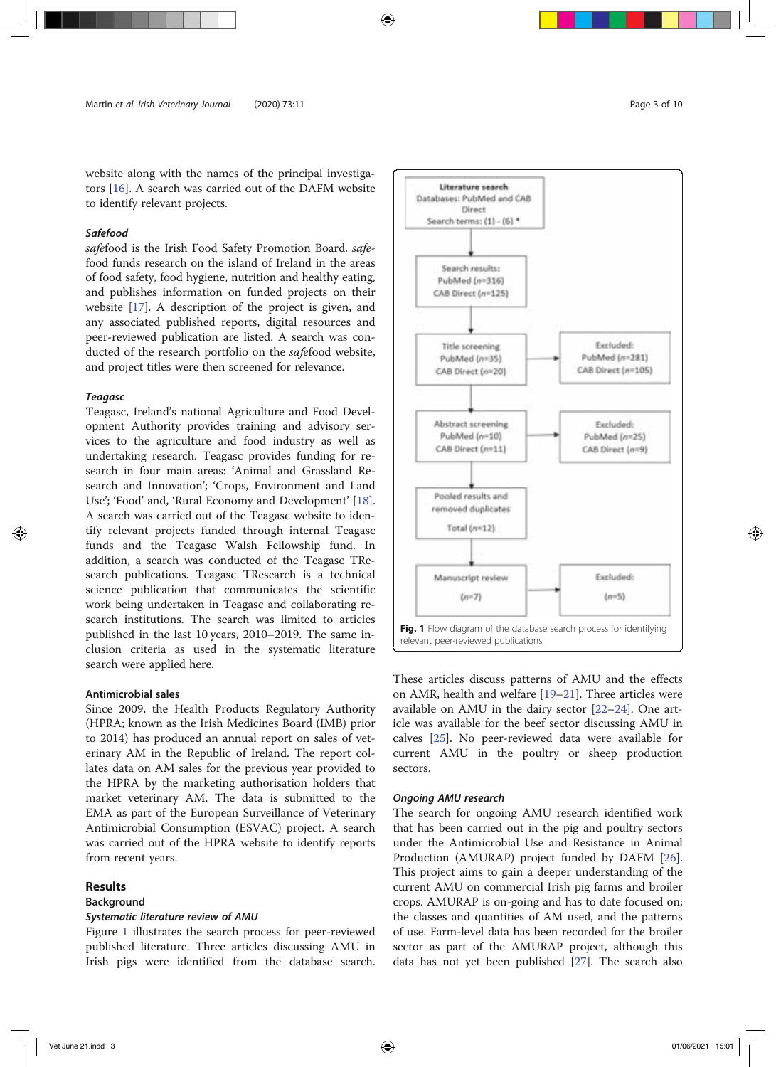website along with the names of the principal investigators [16]. A search was carried out of the DAFM website to identify relevant projects.

### Safefood

*safe*food is the Irish Food Safety Promotion Board. *safe*food funds research on the island of Ireland in the areas of food safety, food hygiene, nutrition and healthy eating, and publishes information on funded projects on their website [17]. A description of the project is given, and any associated published reports, digital resources and peer-reviewed publication are listed. A search was conducted of the research portfolio on the *safe*food website, and project titles were then screened for relevance.

### Teagasc

Teagasc, Ireland's national Agriculture and Food Development Authority provides training and advisory services to the agriculture and food industry as well as undertaking research. Teagasc provides funding for research in four main areas: 'Animal and Grassland Research and Innovation'; 'Crops, Environment and Land Use'; 'Food' and, 'Rural Economy and Development' [18]. A search was carried out of the Teagasc website to identify relevant projects funded through internal Teagasc funds and the Teagasc Walsh Fellowship fund. In addition, a search was conducted of the Teagasc TResearch publications. Teagasc TResearch is a technical science publication that communicates the scientific work being undertaken in Teagasc and collaborating research institutions. The search was limited to articles published in the last 10 years, 2010–2019. The same inclusion criteria as used in the systematic literature search were applied here.

### Antimicrobial sales

Since 2009, the Health Products Regulatory Authority (HPRA; known as the Irish Medicines Board (IMB) prior to 2014) has produced an annual report on sales of veterinary AM in the Republic of Ireland. The report collates data on AM sales for the previous year provided to the HPRA by the marketing authorisation holders that market veterinary AM. The data is submitted to the EMA as part of the European Surveillance of Veterinary Antimicrobial Consumption (ESVAC) project. A search was carried out of the HPRA website to identify reports from recent years.

## Results

### Background

#### Systematic literature review of AMU

Figure 1 illustrates the search process for peer-reviewed published literature. Three articles discussing AMU in Irish pigs were identified from the database search. These articles discuss patterns of AMU and the effects on AMR, health and welfare [19–21]. Three articles were available on AMU in the dairy sector [22–24]. One article was available for the beef sector discussing AMU in calves [25]. No peer-reviewed data were available for current AMU in the poultry or sheep production sectors.

Literature search
Databases: PubMed and CAB Direct
Search terms: (1) - (6) *

Search results:
PubMed (n=316)
CAB Direct (n=125)

Title screening
PubMed (n=35)
CAB Direct (n=20)
→ Excluded:
PubMed (n=281)
CAB Direct (n=105)

Abstract screening
PubMed (n=10)
CAB Direct (n=11)
→ Excluded:
PubMed (n=25)
CAB Direct (n=9)

Pooled results and removed duplicates
Total (n=12)

Manuscript review
(n=7)
→ Excluded:
(n=5)

**Fig. 1** Flow diagram of the database search process for identifying relevant peer-reviewed publications

#### Ongoing AMU research

The search for ongoing AMU research identified work that has been carried out in the pig and poultry sectors under the Antimicrobial Use and Resistance in Animal Production (AMURAP) project funded by DAFM [26]. This project aims to gain a deeper understanding of the current AMU on commercial Irish pig farms and broiler crops. AMURAP is on-going and has to date focused on; the classes and quantities of AM used, and the patterns of use. Farm-level data has been recorded for the broiler sector as part of the AMURAP project, although this data has not yet been published [27]. The search also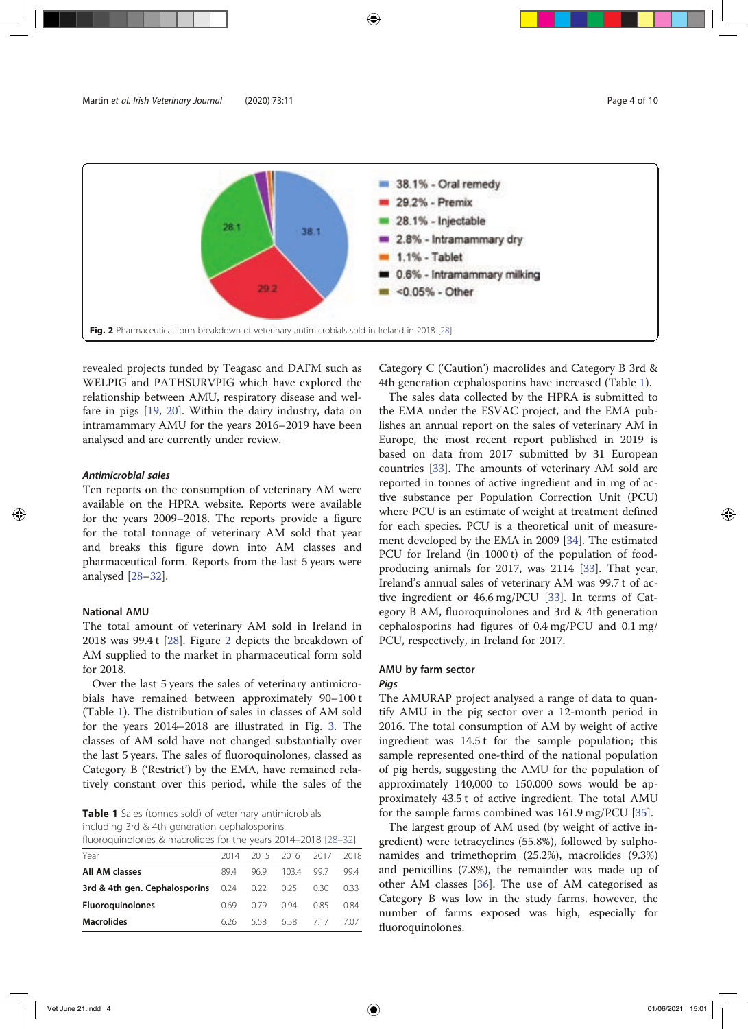Fig. 2 Pharmaceutical form breakdown of veterinary antimicrobials sold in Ireland in 2018 [28]

revealed projects funded by Teagasc and DAFM such as WELPIG and PATHSURVPIG which have explored the relationship between AMU, respiratory disease and welfare in pigs [19, 20]. Within the dairy industry, data on intramammary AMU for the years 2016–2019 have been analysed and are currently under review.

#### *Antimicrobial sales*

Ten reports on the consumption of veterinary AM were available on the HPRA website. Reports were available for the years 2009–2018. The reports provide a figure for the total tonnage of veterinary AM sold that year and breaks this figure down into AM classes and pharmaceutical form. Reports from the last 5 years were analysed [28–32].

### National AMU

The total amount of veterinary AM sold in Ireland in 2018 was 99.4 t [28]. Figure 2 depicts the breakdown of AM supplied to the market in pharmaceutical form sold for 2018.

Over the last 5 years the sales of veterinary antimicrobials have remained between approximately 90–100 t (Table 1). The distribution of sales in classes of AM sold for the years 2014–2018 are illustrated in Fig. 3. The classes of AM sold have not changed substantially over the last 5 years. The sales of fluoroquinolones, classed as Category B ('Restrict') by the EMA, have remained relatively constant over this period, while the sales of the Category C ('Caution') macrolides and Category B 3rd & 4th generation cephalosporins have increased (Table 1).

**Table 1** Sales (tonnes sold) of veterinary antimicrobials including 3rd & 4th generation cephalosporins, fluoroquinolones & macrolides for the years 2014–2018 [28–32]

| Year | 2014 | 2015 | 2016 | 2017 | 2018 |
|---|---|---|---|---|---|
| **All AM classes** | 89.4 | 96.9 | 103.4 | 99.7 | 99.4 |
| **3rd & 4th gen. Cephalosporins** | 0.24 | 0.22 | 0.25 | 0.30 | 0.33 |
| **Fluoroquinolones** | 0.69 | 0.79 | 0.94 | 0.85 | 0.84 |
| **Macrolides** | 6.26 | 5.58 | 6.58 | 7.17 | 7.07 |

The sales data collected by the HPRA is submitted to the EMA under the ESVAC project, and the EMA publishes an annual report on the sales of veterinary AM in Europe, the most recent report published in 2019 is based on data from 2017 submitted by 31 European countries [33]. The amounts of veterinary AM sold are reported in tonnes of active ingredient and in mg of active substance per Population Correction Unit (PCU) where PCU is an estimate of weight at treatment defined for each species. PCU is a theoretical unit of measurement developed by the EMA in 2009 [34]. The estimated PCU for Ireland (in 1000 t) of the population of food-producing animals for 2017, was 2114 [33]. That year, Ireland's annual sales of veterinary AM was 99.7 t of active ingredient or 46.6 mg/PCU [33]. In terms of Category B AM, fluoroquinolones and 3rd & 4th generation cephalosporins had figures of 0.4 mg/PCU and 0.1 mg/PCU, respectively, in Ireland for 2017.

### AMU by farm sector

#### *Pigs*

The AMURAP project analysed a range of data to quantify AMU in the pig sector over a 12-month period in 2016. The total consumption of AM by weight of active ingredient was 14.5 t for the sample population; this sample represented one-third of the national population of pig herds, suggesting the AMU for the population of approximately 140,000 to 150,000 sows would be approximately 43.5 t of active ingredient. The total AMU for the sample farms combined was 161.9 mg/PCU [35].

The largest group of AM used (by weight of active ingredient) were tetracyclines (55.8%), followed by sulphonamides and trimethoprim (25.2%), macrolides (9.3%) and penicillins (7.8%), the remainder was made up of other AM classes [36]. The use of AM categorised as Category B was low in the study farms, however, the number of farms exposed was high, especially for fluoroquinolones.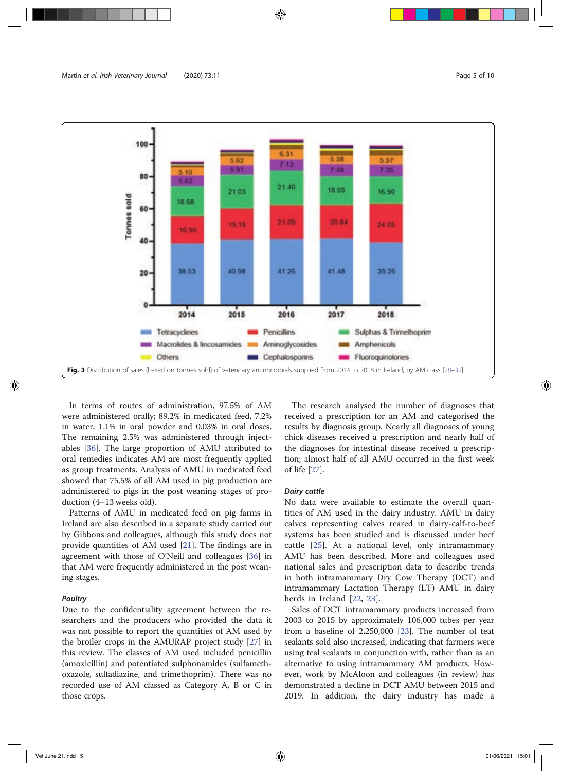Fig. 3 Distribution of sales (based on tonnes sold) of veterinary antimicrobials supplied from 2014 to 2018 in Ireland, by AM class [28–32]

In terms of routes of administration, 97.5% of AM were administered orally; 89.2% in medicated feed, 7.2% in water, 1.1% in oral powder and 0.03% in oral doses. The remaining 2.5% was administered through injectables [36]. The large proportion of AMU attributed to oral remedies indicates AM are most frequently applied as group treatments. Analysis of AMU in medicated feed showed that 75.5% of all AM used in pig production are administered to pigs in the post weaning stages of production (4–13 weeks old).

Patterns of AMU in medicated feed on pig farms in Ireland are also described in a separate study carried out by Gibbons and colleagues, although this study does not provide quantities of AM used [21]. The findings are in agreement with those of O'Neill and colleagues [36] in that AM were frequently administered in the post weaning stages.

### Poultry

Due to the confidentiality agreement between the researchers and the producers who provided the data it was not possible to report the quantities of AM used by the broiler crops in the AMURAP project study [27] in this review. The classes of AM used included penicillin (amoxicillin) and potentiated sulphonamides (sulfamethoxazole, sulfadiazine, and trimethoprim). There was no recorded use of AM classed as Category A, B or C in those crops.

The research analysed the number of diagnoses that received a prescription for an AM and categorised the results by diagnosis group. Nearly all diagnoses of young chick diseases received a prescription and nearly half of the diagnoses for intestinal disease received a prescription; almost half of all AMU occurred in the first week of life [27].

### Dairy cattle

No data were available to estimate the overall quantities of AM used in the dairy industry. AMU in dairy calves representing calves reared in dairy-calf-to-beef systems has been studied and is discussed under beef cattle [25]. At a national level, only intramammary AMU has been described. More and colleagues used national sales and prescription data to describe trends in both intramammary Dry Cow Therapy (DCT) and intramammary Lactation Therapy (LT) AMU in dairy herds in Ireland [22, 23].

Sales of DCT intramammary products increased from 2003 to 2015 by approximately 106,000 tubes per year from a baseline of 2,250,000 [23]. The number of teat sealants sold also increased, indicating that farmers were using teal sealants in conjunction with, rather than as an alternative to using intramammary AM products. However, work by McAloon and colleagues (in review) has demonstrated a decline in DCT AMU between 2015 and 2019. In addition, the dairy industry has made a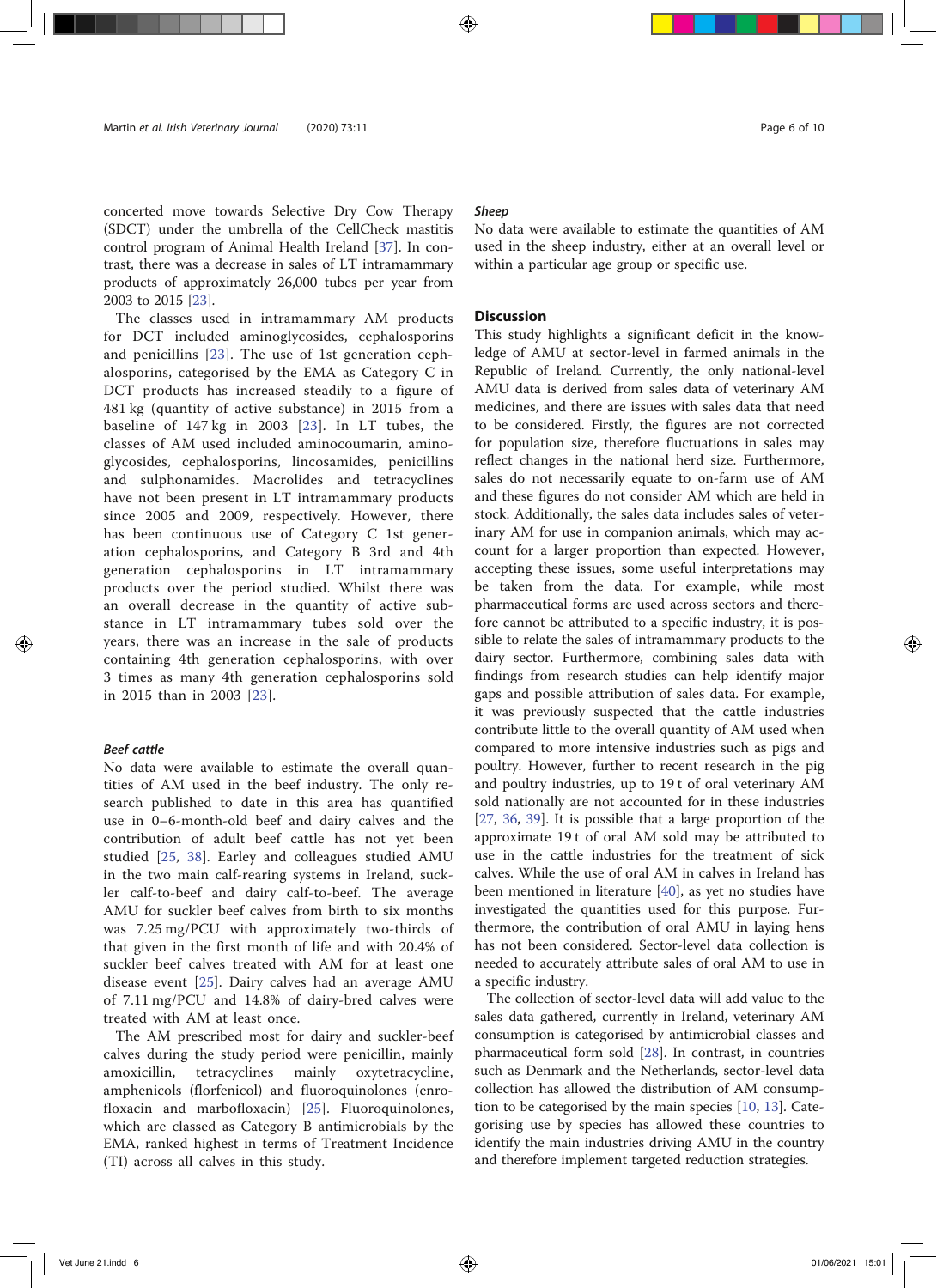concerted move towards Selective Dry Cow Therapy (SDCT) under the umbrella of the CellCheck mastitis control program of Animal Health Ireland [37]. In contrast, there was a decrease in sales of LT intramammary products of approximately 26,000 tubes per year from 2003 to 2015 [23].

The classes used in intramammary AM products for DCT included aminoglycosides, cephalosporins and penicillins [23]. The use of 1st generation cephalosporins, categorised by the EMA as Category C in DCT products has increased steadily to a figure of 481 kg (quantity of active substance) in 2015 from a baseline of 147 kg in 2003 [23]. In LT tubes, the classes of AM used included aminocoumarin, aminoglycosides, cephalosporins, lincosamides, penicillins and sulphonamides. Macrolides and tetracyclines have not been present in LT intramammary products since 2005 and 2009, respectively. However, there has been continuous use of Category C 1st generation cephalosporins, and Category B 3rd and 4th generation cephalosporins in LT intramammary products over the period studied. Whilst there was an overall decrease in the quantity of active substance in LT intramammary tubes sold over the years, there was an increase in the sale of products containing 4th generation cephalosporins, with over 3 times as many 4th generation cephalosporins sold in 2015 than in 2003 [23].

### *Beef cattle*

No data were available to estimate the overall quantities of AM used in the beef industry. The only research published to date in this area has quantified use in 0–6-month-old beef and dairy calves and the contribution of adult beef cattle has not yet been studied [25, 38]. Earley and colleagues studied AMU in the two main calf-rearing systems in Ireland, suckler calf-to-beef and dairy calf-to-beef. The average AMU for suckler beef calves from birth to six months was 7.25 mg/PCU with approximately two-thirds of that given in the first month of life and with 20.4% of suckler beef calves treated with AM for at least one disease event [25]. Dairy calves had an average AMU of 7.11 mg/PCU and 14.8% of dairy-bred calves were treated with AM at least once.

The AM prescribed most for dairy and suckler-beef calves during the study period were penicillin, mainly amoxicillin, tetracyclines mainly oxytetracycline, amphenicols (florfenicol) and fluoroquinolones (enrofloxacin and marbofloxacin) [25]. Fluoroquinolones, which are classed as Category B antimicrobials by the EMA, ranked highest in terms of Treatment Incidence (TI) across all calves in this study.

### *Sheep*

No data were available to estimate the quantities of AM used in the sheep industry, either at an overall level or within a particular age group or specific use.

## Discussion

This study highlights a significant deficit in the knowledge of AMU at sector-level in farmed animals in the Republic of Ireland. Currently, the only national-level AMU data is derived from sales data of veterinary AM medicines, and there are issues with sales data that need to be considered. Firstly, the figures are not corrected for population size, therefore fluctuations in sales may reflect changes in the national herd size. Furthermore, sales do not necessarily equate to on-farm use of AM and these figures do not consider AM which are held in stock. Additionally, the sales data includes sales of veterinary AM for use in companion animals, which may account for a larger proportion than expected. However, accepting these issues, some useful interpretations may be taken from the data. For example, while most pharmaceutical forms are used across sectors and therefore cannot be attributed to a specific industry, it is possible to relate the sales of intramammary products to the dairy sector. Furthermore, combining sales data with findings from research studies can help identify major gaps and possible attribution of sales data. For example, it was previously suspected that the cattle industries contribute little to the overall quantity of AM used when compared to more intensive industries such as pigs and poultry. However, further to recent research in the pig and poultry industries, up to 19 t of oral veterinary AM sold nationally are not accounted for in these industries [27, 36, 39]. It is possible that a large proportion of the approximate 19 t of oral AM sold may be attributed to use in the cattle industries for the treatment of sick calves. While the use of oral AM in calves in Ireland has been mentioned in literature [40], as yet no studies have investigated the quantities used for this purpose. Furthermore, the contribution of oral AMU in laying hens has not been considered. Sector-level data collection is needed to accurately attribute sales of oral AM to use in a specific industry.

The collection of sector-level data will add value to the sales data gathered, currently in Ireland, veterinary AM consumption is categorised by antimicrobial classes and pharmaceutical form sold [28]. In contrast, in countries such as Denmark and the Netherlands, sector-level data collection has allowed the distribution of AM consumption to be categorised by the main species [10, 13]. Categorising use by species has allowed these countries to identify the main industries driving AMU in the country and therefore implement targeted reduction strategies.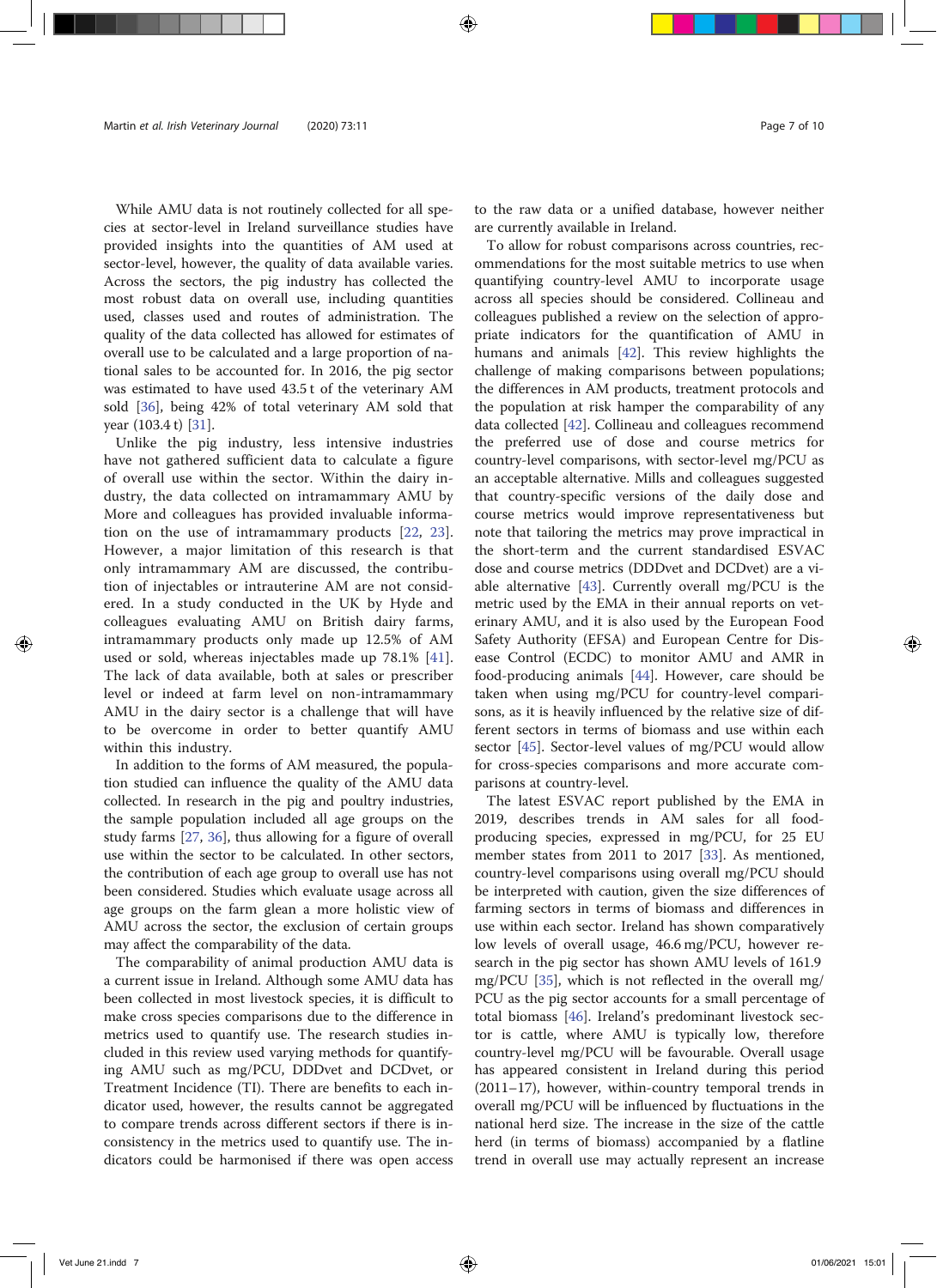While AMU data is not routinely collected for all species at sector-level in Ireland surveillance studies have provided insights into the quantities of AM used at sector-level, however, the quality of data available varies. Across the sectors, the pig industry has collected the most robust data on overall use, including quantities used, classes used and routes of administration. The quality of the data collected has allowed for estimates of overall use to be calculated and a large proportion of national sales to be accounted for. In 2016, the pig sector was estimated to have used 43.5 t of the veterinary AM sold [36], being 42% of total veterinary AM sold that year (103.4 t) [31].

Unlike the pig industry, less intensive industries have not gathered sufficient data to calculate a figure of overall use within the sector. Within the dairy industry, the data collected on intramammary AMU by More and colleagues has provided invaluable information on the use of intramammary products [22, 23]. However, a major limitation of this research is that only intramammary AM are discussed, the contribution of injectables or intrauterine AM are not considered. In a study conducted in the UK by Hyde and colleagues evaluating AMU on British dairy farms, intramammary products only made up 12.5% of AM used or sold, whereas injectables made up 78.1% [41]. The lack of data available, both at sales or prescriber level or indeed at farm level on non-intramammary AMU in the dairy sector is a challenge that will have to be overcome in order to better quantify AMU within this industry.

In addition to the forms of AM measured, the population studied can influence the quality of the AMU data collected. In research in the pig and poultry industries, the sample population included all age groups on the study farms [27, 36], thus allowing for a figure of overall use within the sector to be calculated. In other sectors, the contribution of each age group to overall use has not been considered. Studies which evaluate usage across all age groups on the farm glean a more holistic view of AMU across the sector, the exclusion of certain groups may affect the comparability of the data.

The comparability of animal production AMU data is a current issue in Ireland. Although some AMU data has been collected in most livestock species, it is difficult to make cross species comparisons due to the difference in metrics used to quantify use. The research studies included in this review used varying methods for quantifying AMU such as mg/PCU, DDDvet and DCDvet, or Treatment Incidence (TI). There are benefits to each indicator used, however, the results cannot be aggregated to compare trends across different sectors if there is inconsistency in the metrics used to quantify use. The indicators could be harmonised if there was open access to the raw data or a unified database, however neither are currently available in Ireland.

To allow for robust comparisons across countries, recommendations for the most suitable metrics to use when quantifying country-level AMU to incorporate usage across all species should be considered. Collineau and colleagues published a review on the selection of appropriate indicators for the quantification of AMU in humans and animals [42]. This review highlights the challenge of making comparisons between populations; the differences in AM products, treatment protocols and the population at risk hamper the comparability of any data collected [42]. Collineau and colleagues recommend the preferred use of dose and course metrics for country-level comparisons, with sector-level mg/PCU as an acceptable alternative. Mills and colleagues suggested that country-specific versions of the daily dose and course metrics would improve representativeness but note that tailoring the metrics may prove impractical in the short-term and the current standardised ESVAC dose and course metrics (DDDvet and DCDvet) are a viable alternative [43]. Currently overall mg/PCU is the metric used by the EMA in their annual reports on veterinary AMU, and it is also used by the European Food Safety Authority (EFSA) and European Centre for Disease Control (ECDC) to monitor AMU and AMR in food-producing animals [44]. However, care should be taken when using mg/PCU for country-level comparisons, as it is heavily influenced by the relative size of different sectors in terms of biomass and use within each sector [45]. Sector-level values of mg/PCU would allow for cross-species comparisons and more accurate comparisons at country-level.

The latest ESVAC report published by the EMA in 2019, describes trends in AM sales for all food-producing species, expressed in mg/PCU, for 25 EU member states from 2011 to 2017 [33]. As mentioned, country-level comparisons using overall mg/PCU should be interpreted with caution, given the size differences of farming sectors in terms of biomass and differences in use within each sector. Ireland has shown comparatively low levels of overall usage, 46.6 mg/PCU, however research in the pig sector has shown AMU levels of 161.9 mg/PCU [35], which is not reflected in the overall mg/PCU as the pig sector accounts for a small percentage of total biomass [46]. Ireland's predominant livestock sector is cattle, where AMU is typically low, therefore country-level mg/PCU will be favourable. Overall usage has appeared consistent in Ireland during this period (2011–17), however, within-country temporal trends in overall mg/PCU will be influenced by fluctuations in the national herd size. The increase in the size of the cattle herd (in terms of biomass) accompanied by a flatline trend in overall use may actually represent an increase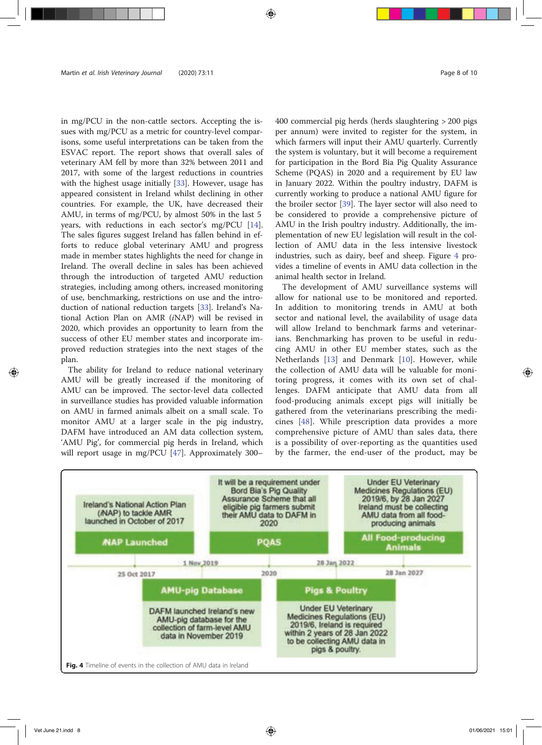in mg/PCU in the non-cattle sectors. Accepting the issues with mg/PCU as a metric for country-level comparisons, some useful interpretations can be taken from the ESVAC report. The report shows that overall sales of veterinary AM fell by more than 32% between 2011 and 2017, with some of the largest reductions in countries with the highest usage initially [33]. However, usage has appeared consistent in Ireland whilst declining in other countries. For example, the UK, have decreased their AMU, in terms of mg/PCU, by almost 50% in the last 5 years, with reductions in each sector's mg/PCU [14]. The sales figures suggest Ireland has fallen behind in efforts to reduce global veterinary AMU and progress made in member states highlights the need for change in Ireland. The overall decline in sales has been achieved through the introduction of targeted AMU reduction strategies, including among others, increased monitoring of use, benchmarking, restrictions on use and the introduction of national reduction targets [33]. Ireland's National Action Plan on AMR (*i*NAP) will be revised in 2020, which provides an opportunity to learn from the success of other EU member states and incorporate improved reduction strategies into the next stages of the plan.

The ability for Ireland to reduce national veterinary AMU will be greatly increased if the monitoring of AMU can be improved. The sector-level data collected in surveillance studies has provided valuable information on AMU in farmed animals albeit on a small scale. To monitor AMU at a larger scale in the pig industry, DAFM have introduced an AM data collection system, 'AMU Pig', for commercial pig herds in Ireland, which will report usage in mg/PCU [47]. Approximately 300–400 commercial pig herds (herds slaughtering > 200 pigs per annum) were invited to register for the system, in which farmers will input their AMU quarterly. Currently the system is voluntary, but it will become a requirement for participation in the Bord Bia Pig Quality Assurance Scheme (PQAS) in 2020 and a requirement by EU law in January 2022. Within the poultry industry, DAFM is currently working to produce a national AMU figure for the broiler sector [39]. The layer sector will also need to be considered to provide a comprehensive picture of AMU in the Irish poultry industry. Additionally, the implementation of new EU legislation will result in the collection of AMU data in the less intensive livestock industries, such as dairy, beef and sheep. Figure 4 provides a timeline of events in AMU data collection in the animal health sector in Ireland.

The development of AMU surveillance systems will allow for national use to be monitored and reported. In addition to monitoring trends in AMU at both sector and national level, the availability of usage data will allow Ireland to benchmark farms and veterinarians. Benchmarking has proven to be useful in reducing AMU in other EU member states, such as the Netherlands [13] and Denmark [10]. However, while the collection of AMU data will be valuable for monitoring progress, it comes with its own set of challenges. DAFM anticipate that AMU data from all food-producing animals except pigs will initially be gathered from the veterinarians prescribing the medicines [48]. While prescription data provides a more comprehensive picture of AMU than sales data, there is a possibility of over-reporting as the quantities used by the farmer, the end-user of the product, may be

| Date | Event | Description |
|---|---|---|
| 25 Oct 2017 | *i*NAP Launched | Ireland's National Action Plan (*i*NAP) to tackle AMR launched in October of 2017 |
| 1 Nov 2019 | AMU-pig Database | DAFM launched Ireland's new AMU-pig database for the collection of farm-level AMU data in November 2019 |
| 2020 | PQAS | It will be a requirement under Bord Bia's Pig Quality Assurance Scheme that all eligible pig farmers submit their AMU data to DAFM in 2020 |
| 28 Jan 2022 | Pigs & Poultry | Under EU Veterinary Medicines Regulations (EU) 2019/6, Ireland is required within 2 years of 28 Jan 2022 to be collecting AMU data in pigs & poultry. |
| 28 Jan 2027 | All Food-producing Animals | Under EU Veterinary Medicines Regulations (EU) 2019/6, by 28 Jan 2027 Ireland must be collecting AMU data from all food-producing animals |

**Fig. 4** Timeline of events in the collection of AMU data in Ireland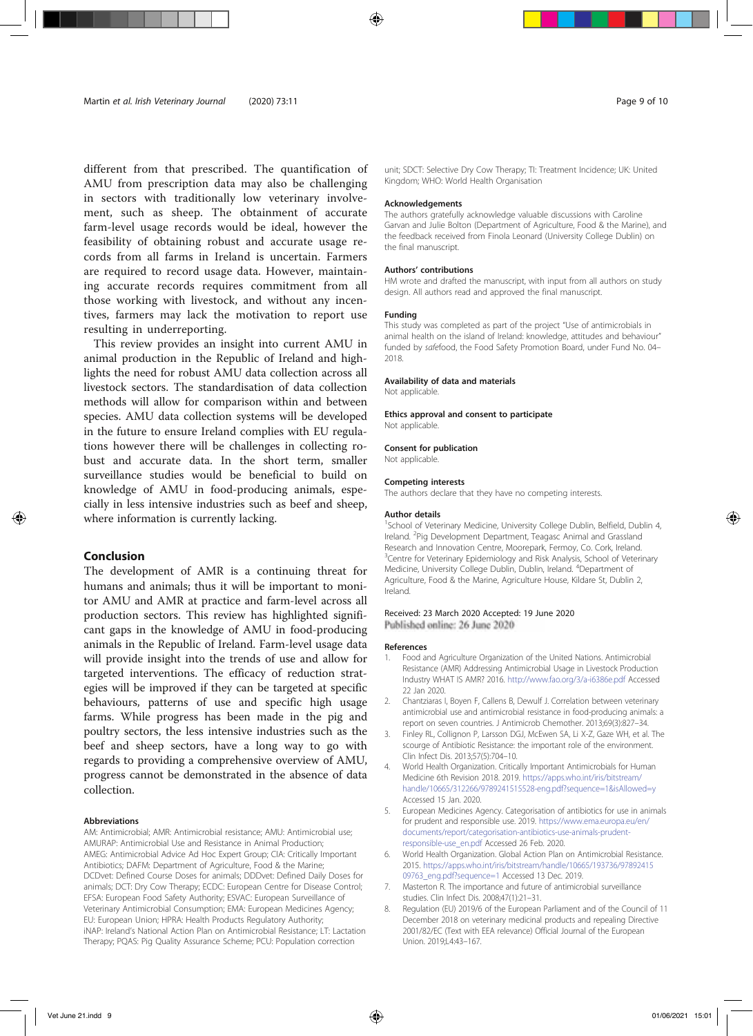different from that prescribed. The quantification of AMU from prescription data may also be challenging in sectors with traditionally low veterinary involvement, such as sheep. The obtainment of accurate farm-level usage records would be ideal, however the feasibility of obtaining robust and accurate usage records from all farms in Ireland is uncertain. Farmers are required to record usage data. However, maintaining accurate records requires commitment from all those working with livestock, and without any incentives, farmers may lack the motivation to report use resulting in underreporting.

This review provides an insight into current AMU in animal production in the Republic of Ireland and highlights the need for robust AMU data collection across all livestock sectors. The standardisation of data collection methods will allow for comparison within and between species. AMU data collection systems will be developed in the future to ensure Ireland complies with EU regulations however there will be challenges in collecting robust and accurate data. In the short term, smaller surveillance studies would be beneficial to build on knowledge of AMU in food-producing animals, especially in less intensive industries such as beef and sheep, where information is currently lacking.

## Conclusion

The development of AMR is a continuing threat for humans and animals; thus it will be important to monitor AMU and AMR at practice and farm-level across all production sectors. This review has highlighted significant gaps in the knowledge of AMU in food-producing animals in the Republic of Ireland. Farm-level usage data will provide insight into the trends of use and allow for targeted interventions. The efficacy of reduction strategies will be improved if they can be targeted at specific behaviours, patterns of use and specific high usage farms. While progress has been made in the pig and poultry sectors, the less intensive industries such as the beef and sheep sectors, have a long way to go with regards to providing a comprehensive overview of AMU, progress cannot be demonstrated in the absence of data collection.

### Abbreviations

AM: Antimicrobial; AMR: Antimicrobial resistance; AMU: Antimicrobial use; AMURAP: Antimicrobial Use and Resistance in Animal Production; AMEG: Antimicrobial Advice Ad Hoc Expert Group; CIA: Critically Important Antibiotics; DAFM: Department of Agriculture, Food & the Marine; DCDvet: Defined Course Doses for animals; DDDvet: Defined Daily Doses for animals; DCT: Dry Cow Therapy; ECDC: European Centre for Disease Control; EFSA: European Food Safety Authority; ESVAC: European Surveillance of Veterinary Antimicrobial Consumption; EMA: European Medicines Agency; EU: European Union; HPRA: Health Products Regulatory Authority; iNAP: Ireland's National Action Plan on Antimicrobial Resistance; LT: Lactation Therapy; PQAS: Pig Quality Assurance Scheme; PCU: Population correction unit; SDCT: Selective Dry Cow Therapy; TI: Treatment Incidence; UK: United Kingdom; WHO: World Health Organisation

### Acknowledgements

The authors gratefully acknowledge valuable discussions with Caroline Garvan and Julie Bolton (Department of Agriculture, Food & the Marine), and the feedback received from Finola Leonard (University College Dublin) on the final manuscript.

### Authors' contributions

HM wrote and drafted the manuscript, with input from all authors on study design. All authors read and approved the final manuscript.

### Funding

This study was completed as part of the project "Use of antimicrobials in animal health on the island of Ireland: knowledge, attitudes and behaviour" funded by *safe*food, the Food Safety Promotion Board, under Fund No. 04–2018.

### Availability of data and materials

Not applicable.

### Ethics approval and consent to participate

Not applicable.

### Consent for publication

Not applicable.

### Competing interests

The authors declare that they have no competing interests.

### Author details

[1]School of Veterinary Medicine, University College Dublin, Belfield, Dublin 4, Ireland. [2]Pig Development Department, Teagasc Animal and Grassland Research and Innovation Centre, Moorepark, Fermoy, Co. Cork, Ireland. [3]Centre for Veterinary Epidemiology and Risk Analysis, School of Veterinary Medicine, University College Dublin, Dublin, Ireland. [4]Department of Agriculture, Food & the Marine, Agriculture House, Kildare St, Dublin 2, Ireland.

Received: 23 March 2020 Accepted: 19 June 2020
Published online: 26 June 2020

### References

1. Food and Agriculture Organization of the United Nations. Antimicrobial Resistance (AMR) Addressing Antimicrobial Usage in Livestock Production Industry WHAT IS AMR? 2016. http://www.fao.org/3/a-i6386e.pdf Accessed 22 Jan 2020.
2. Chantziaras I, Boyen F, Callens B, Dewulf J. Correlation between veterinary antimicrobial use and antimicrobial resistance in food-producing animals: a report on seven countries. J Antimicrob Chemother. 2013;69(3):827–34.
3. Finley RL, Collignon P, Larsson DGJ, McEwen SA, Li X-Z, Gaze WH, et al. The scourge of Antibiotic Resistance: the important role of the environment. Clin Infect Dis. 2013;57(5):704–10.
4. World Health Organization. Critically Important Antimicrobials for Human Medicine 6th Revision 2018. 2019. https://apps.who.int/iris/bitstream/handle/10665/312266/9789241515528-eng.pdf?sequence=1&isAllowed=y Accessed 15 Jan. 2020.
5. European Medicines Agency. Categorisation of antibiotics for use in animals for prudent and responsible use. 2019. https://www.ema.europa.eu/en/documents/report/categorisation-antibiotics-use-animals-prudent-responsible-use_en.pdf Accessed 26 Feb. 2020.
6. World Health Organization. Global Action Plan on Antimicrobial Resistance. 2015. https://apps.who.int/iris/bitstream/handle/10665/193736/9789241509763_eng.pdf?sequence=1 Accessed 13 Dec. 2019.
7. Masterton R. The importance and future of antimicrobial surveillance studies. Clin Infect Dis. 2008;47(1):21–31.
8. Regulation (EU) 2019/6 of the European Parliament and of the Council of 11 December 2018 on veterinary medicinal products and repealing Directive 2001/82/EC (Text with EEA relevance) Official Journal of the European Union. 2019;L4:43–167.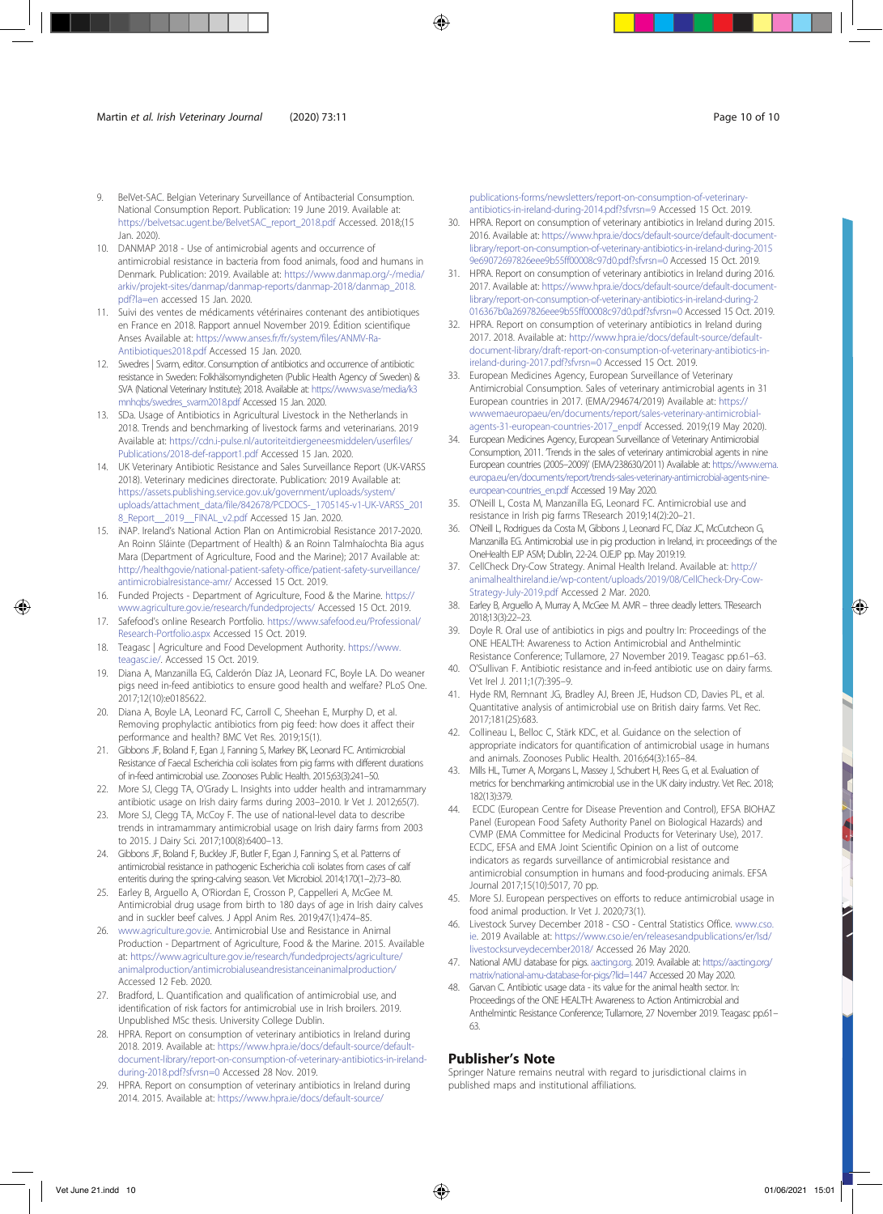9. BelVet-SAC. Belgian Veterinary Surveillance of Antibacterial Consumption. National Consumption Report. Publication: 19 June 2019. Available at: https://belvetsac.ugent.be/BelvetSAC_report_2018.pdf Accessed. 2018;(15 Jan. 2020).
10. DANMAP 2018 - Use of antimicrobial agents and occurrence of antimicrobial resistance in bacteria from food animals, food and humans in Denmark. Publication: 2019. Available at: https://www.danmap.org/-/media/arkiv/projekt-sites/danmap/danmap-reports/danmap-2018/danmap_2018.pdf?la=en accessed 15 Jan. 2020.
11. Suivi des ventes de médicaments vétérinaires contenant des antibiotiques en France en 2018. Rapport annuel Novembre 2019. Édition scientifique Anses Available at: https://www.anses.fr/fr/system/files/ANMV-Ra-Antibiotiques2018.pdf Accessed 15 Jan. 2020.
12. Swedres | Svarm, editor. Consumption of antibiotics and occurrence of antibiotic resistance in Sweden: Folkhälsomyndigheten (Public Health Agency of Sweden) & SVA (National Veterinary Institute); 2018. Available at: https://www.sva.se/media/k3mnhqbs/swedres_svarm2018.pdf Accessed 15 Jan. 2020.
13. SDa. Usage of Antibiotics in Agricultural Livestock in the Netherlands in 2018. Trends and benchmarking of livestock farms and veterinarians. 2019 Available at: https://cdn.i-pulse.nl/autoriteitdiergeneesmiddelen/userfiles/Publications/2018-def-rapport1.pdf Accessed 15 Jan. 2020.
14. UK Veterinary Antibiotic Resistance and Sales Surveillance Report (UK-VARSS 2018). Veterinary medicines directorate. Publication: 2019 Available at: https://assets.publishing.service.gov.uk/government/uploads/system/uploads/attachment_data/file/842678/PCDOCS-_1705145-v1-UK-VARSS_2018_Report__2019__FINAL_v2.pdf Accessed 15 Jan. 2020.
15. iNAP. Ireland's National Action Plan on Antimicrobial Resistance 2017-2020. An Roinn Sláinte (Department of Health) & an Roinn Talmhaíochta Bia agus Mara (Department of Agriculture, Food and the Marine); 2017 Available at: http://healthgovie/national-patient-safety-office/patient-safety-surveillance/antimicrobialresistance-amr/ Accessed 15 Oct. 2019.
16. Funded Projects - Department of Agriculture, Food & the Marine. https://www.agriculture.gov.ie/research/fundedprojects/ Accessed 15 Oct. 2019.
17. Safefood's online Research Portfolio. https://www.safefood.eu/Professional/Research-Portfolio.aspx Accessed 15 Oct. 2019.
18. Teagasc | Agriculture and Food Development Authority. https://www.teagasc.ie/. Accessed 15 Oct. 2019.
19. Diana A, Manzanilla EG, Calderón Díaz JA, Leonard FC, Boyle LA. Do weaner pigs need in-feed antibiotics to ensure good health and welfare? PLoS One. 2017;12(10):e0185622.
20. Diana A, Boyle LA, Leonard FC, Carroll C, Sheehan E, Murphy D, et al. Removing prophylactic antibiotics from pig feed: how does it affect their performance and health? BMC Vet Res. 2019;15(1).
21. Gibbons JF, Boland F, Egan J, Fanning S, Markey BK, Leonard FC. Antimicrobial Resistance of Faecal Escherichia coli isolates from pig farms with different durations of in-feed antimicrobial use. Zoonoses Public Health. 2015;63(3):241–50.
22. More SJ, Clegg TA, O'Grady L. Insights into udder health and intramammary antibiotic usage on Irish dairy farms during 2003–2010. Ir Vet J. 2012;65(7).
23. More SJ, Clegg TA, McCoy F. The use of national-level data to describe trends in intramammary antimicrobial usage on Irish dairy farms from 2003 to 2015. J Dairy Sci. 2017;100(8):6400–13.
24. Gibbons JF, Boland F, Buckley JF, Butler F, Egan J, Fanning S, et al. Patterns of antimicrobial resistance in pathogenic Escherichia coli isolates from cases of calf enteritis during the spring-calving season. Vet Microbiol. 2014;170(1–2):73–80.
25. Earley B, Arguello A, O'Riordan E, Crosson P, Cappelleri A, McGee M. Antimicrobial drug usage from birth to 180 days of age in Irish dairy calves and in suckler beef calves. J Appl Anim Res. 2019;47(1):474–85.
26. www.agriculture.gov.ie. Antimicrobial Use and Resistance in Animal Production - Department of Agriculture, Food & the Marine. 2015. Available at: https://www.agriculture.gov.ie/research/fundedprojects/agriculture/animalproduction/antimicrobialuseandresistanceinanimalproduction/ Accessed 12 Feb. 2020.
27. Bradford, L. Quantification and qualification of antimicrobial use, and identification of risk factors for antimicrobial use in Irish broilers. 2019. Unpublished MSc thesis. University College Dublin.
28. HPRA. Report on consumption of veterinary antibiotics in Ireland during 2018. 2019. Available at: https://www.hpra.ie/docs/default-source/default-document-library/report-on-consumption-of-veterinary-antibiotics-in-ireland-during-2018.pdf?sfvrsn=0 Accessed 28 Nov. 2019.
29. HPRA. Report on consumption of veterinary antibiotics in Ireland during 2014. 2015. Available at: https://www.hpra.ie/docs/default-source/publications-forms/newsletters/report-on-consumption-of-veterinary-antibiotics-in-ireland-during-2014.pdf?sfvrsn=9 Accessed 15 Oct. 2019.
30. HPRA. Report on consumption of veterinary antibiotics in Ireland during 2015. 2016. Available at: https://www.hpra.ie/docs/default-source/default-document-library/report-on-consumption-of-veterinary-antibiotics-in-ireland-during-2015 9e69072697826eee9b55ff00008c97d0.pdf?sfvrsn=0 Accessed 15 Oct. 2019.
31. HPRA. Report on consumption of veterinary antibiotics in Ireland during 2016. 2017. Available at: https://www.hpra.ie/docs/default-source/default-document-library/report-on-consumption-of-veterinary-antibiotics-in-ireland-during-2 016367b0a2697826eee9b55ff00008c97d0.pdf?sfvrsn=0 Accessed 15 Oct. 2019.
32. HPRA. Report on consumption of veterinary antibiotics in Ireland during 2017. 2018. Available at: http://www.hpra.ie/docs/default-source/default-document-library/draft-report-on-consumption-of-veterinary-antibiotics-in-ireland-during-2017.pdf?sfvrsn=0 Accessed 15 Oct. 2019.
33. European Medicines Agency, European Surveillance of Veterinary Antimicrobial Consumption. Sales of veterinary antimicrobial agents in 31 European countries in 2017. (EMA/294674/2019) Available at: https://wwwemaeuropaeu/en/documents/report/sales-veterinary-antimicrobial-agents-31-european-countries-2017_enpdf Accessed. 2019;(19 May 2020).
34. European Medicines Agency, European Surveillance of Veterinary Antimicrobial Consumption, 2011. 'Trends in the sales of veterinary antimicrobial agents in nine European countries (2005–2009)' (EMA/238630/2011) Available at: https://www.ema.europa.eu/en/documents/report/trends-sales-veterinary-antimicrobial-agents-nine-european-countries_en.pdf Accessed 19 May 2020.
35. O'Neill L, Costa M, Manzanilla EG, Leonard FC. Antimicrobial use and resistance in Irish pig farms TResearch 2019;14(2):20–21.
36. O'Neill L, Rodrigues da Costa M, Gibbons J, Leonard FC, Díaz JC, McCutcheon G, Manzanilla EG. Antimicrobial use in pig production in Ireland, in: proceedings of the OneHealth EJP ASM; Dublin, 22-24. OJEJP pp. May 2019.19.
37. CellCheck Dry-Cow Strategy. Animal Health Ireland. Available at: http://animalhealthireland.ie/wp-content/uploads/2019/08/CellCheck-Dry-Cow-Strategy-July-2019.pdf Accessed 2 Mar. 2020.
38. Earley B, Arguello A, Murray A, McGee M. AMR – three deadly letters. TResearch 2018;13(3):22–23.
39. Doyle R. Oral use of antibiotics in pigs and poultry In: Proceedings of the ONE HEALTH: Awareness to Action Antimicrobial and Anthelmintic Resistance Conference; Tullamore, 27 November 2019. Teagasc pp.61–63.
40. O'Sullivan F. Antibiotic resistance and in-feed antibiotic use on dairy farms. Vet Irel J. 2011;1(7):395–9.
41. Hyde RM, Remnant JG, Bradley AJ, Breen JE, Hudson CD, Davies PL, et al. Quantitative analysis of antimicrobial use on British dairy farms. Vet Rec. 2017;181(25):683.
42. Collineau L, Belloc C, Stärk KDC, et al. Guidance on the selection of appropriate indicators for quantification of antimicrobial usage in humans and animals. Zoonoses Public Health. 2016;64(3):165–84.
43. Mills HL, Turner A, Morgans L, Massey J, Schubert H, Rees G, et al. Evaluation of metrics for benchmarking antimicrobial use in the UK dairy industry. Vet Rec. 2018;182(13):379.
44. ECDC (European Centre for Disease Prevention and Control), EFSA BIOHAZ Panel (European Food Safety Authority Panel on Biological Hazards) and CVMP (EMA Committee for Medicinal Products for Veterinary Use), 2017. ECDC, EFSA and EMA Joint Scientific Opinion on a list of outcome indicators as regards surveillance of antimicrobial resistance and antimicrobial consumption in humans and food-producing animals. EFSA Journal 2017;15(10):5017, 70 pp.
45. More SJ. European perspectives on efforts to reduce antimicrobial usage in food animal production. Ir Vet J. 2020;73(1).
46. Livestock Survey December 2018 - CSO - Central Statistics Office. www.cso.ie. 2019 Available at: https://www.cso.ie/en/releasesandpublications/er/lsd/livestocksurveydecember2018/ Accessed 26 May 2020.
47. National AMU database for pigs. aacting.org. 2019. Available at: https://aacting.org/matrix/national-amu-database-for-pigs/?lid=1447 Accessed 20 May 2020.
48. Garvan C. Antibiotic usage data - its value for the animal health sector. In: Proceedings of the ONE HEALTH: Awareness to Action Antimicrobial and Anthelmintic Resistance Conference; Tullamore, 27 November 2019. Teagasc pp.61–63.

## Publisher's Note

Springer Nature remains neutral with regard to jurisdictional claims in published maps and institutional affiliations.